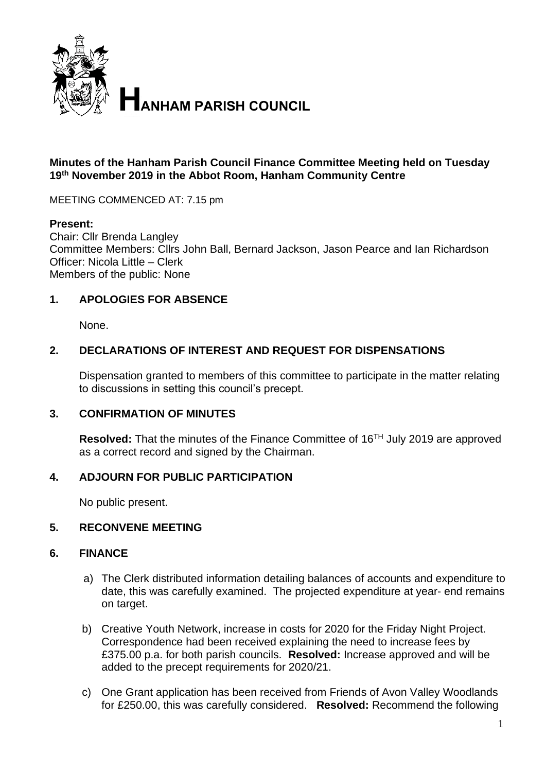# HANHAM PARISH COUNCIL

**Minutes of the Hanham Parish Council Finance Committee Meeting held on Tuesday 19th November 2019 in the Abbot Room, Hanham Community Centre**

MEETING COMMENCED AT: 7.15 pm

**Present:**
Chair: Cllr Brenda Langley
Committee Members: Cllrs John Ball, Bernard Jackson, Jason Pearce and Ian Richardson
Officer: Nicola Little – Clerk
Members of the public: None

## 1. APOLOGIES FOR ABSENCE

None.

## 2. DECLARATIONS OF INTEREST AND REQUEST FOR DISPENSATIONS

Dispensation granted to members of this committee to participate in the matter relating to discussions in setting this council's precept.

## 3. CONFIRMATION OF MINUTES

**Resolved:** That the minutes of the Finance Committee of 16TH July 2019 are approved as a correct record and signed by the Chairman.

## 4. ADJOURN FOR PUBLIC PARTICIPATION

No public present.

## 5. RECONVENE MEETING

## 6. FINANCE

a) The Clerk distributed information detailing balances of accounts and expenditure to date, this was carefully examined. The projected expenditure at year- end remains on target.

b) Creative Youth Network, increase in costs for 2020 for the Friday Night Project. Correspondence had been received explaining the need to increase fees by £375.00 p.a. for both parish councils. **Resolved:** Increase approved and will be added to the precept requirements for 2020/21.

c) One Grant application has been received from Friends of Avon Valley Woodlands for £250.00, this was carefully considered. **Resolved:** Recommend the following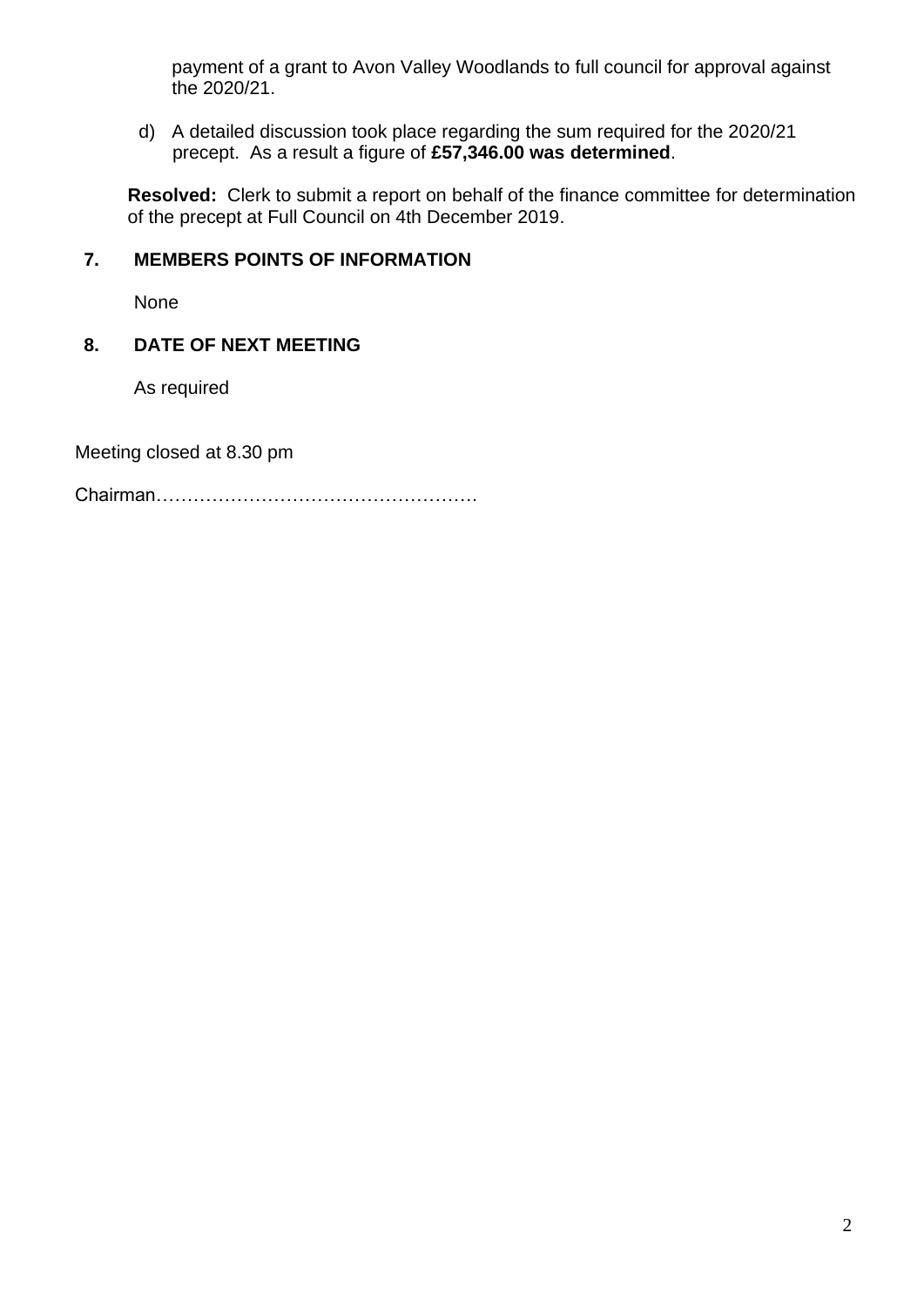payment of a grant to Avon Valley Woodlands to full council for approval against the 2020/21.

d) A detailed discussion took place regarding the sum required for the 2020/21 precept. As a result a figure of **£57,346.00 was determined**.

**Resolved:** Clerk to submit a report on behalf of the finance committee for determination of the precept at Full Council on 4th December 2019.

## 7. MEMBERS POINTS OF INFORMATION

None

## 8. DATE OF NEXT MEETING

As required

Meeting closed at 8.30 pm

Chairman…………………………………………….